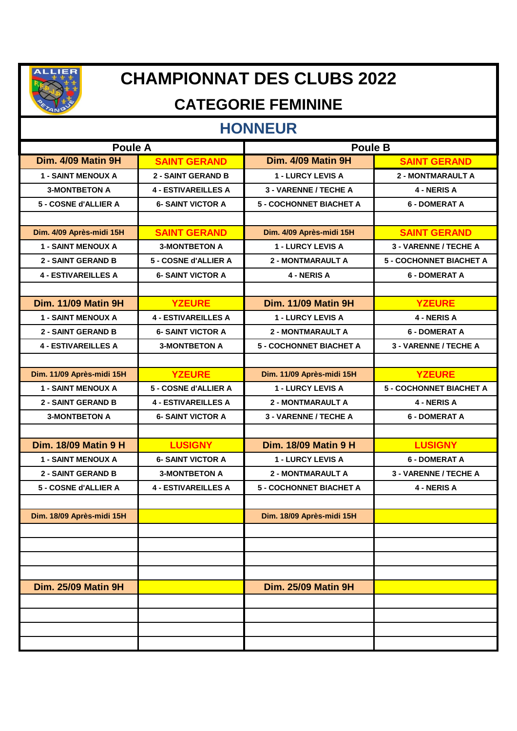# CHAMPIONNAT DES CLUBS 2022

## CATEGORIE FEMININE

## HONNEUR

| Poule A | | Poule B | |
|---|---|---|---|
| **Dim. 4/09 Matin 9H** | **SAINT GERAND** | **Dim. 4/09 Matin 9H** | **SAINT GERAND** |
| 1 - SAINT MENOUX A | 2 - SAINT GERAND B | 1 - LURCY LEVIS A | 2 - MONTMARAULT A |
| 3-MONTBETON A | 4 - ESTIVAREILLES A | 3 - VARENNE / TECHE A | 4 - NERIS A |
| 5 - COSNE d'ALLIER A | 6- SAINT VICTOR A | 5 - COCHONNET BIACHET A | 6 - DOMERAT A |
| | | | |
| **Dim. 4/09 Après-midi 15H** | **SAINT GERAND** | **Dim. 4/09 Après-midi 15H** | **SAINT GERAND** |
| 1 - SAINT MENOUX A | 3-MONTBETON A | 1 - LURCY LEVIS A | 3 - VARENNE / TECHE A |
| 2 - SAINT GERAND B | 5 - COSNE d'ALLIER A | 2 - MONTMARAULT A | 5 - COCHONNET BIACHET A |
| 4 - ESTIVAREILLES A | 6- SAINT VICTOR A | 4 - NERIS A | 6 - DOMERAT A |
| | | | |
| **Dim. 11/09 Matin 9H** | **YZEURE** | **Dim. 11/09 Matin 9H** | **YZEURE** |
| 1 - SAINT MENOUX A | 4 - ESTIVAREILLES A | 1 - LURCY LEVIS A | 4 - NERIS A |
| 2 - SAINT GERAND B | 6- SAINT VICTOR A | 2 - MONTMARAULT A | 6 - DOMERAT A |
| 4 - ESTIVAREILLES A | 3-MONTBETON A | 5 - COCHONNET BIACHET A | 3 - VARENNE / TECHE A |
| | | | |
| **Dim. 11/09 Après-midi 15H** | **YZEURE** | **Dim. 11/09 Après-midi 15H** | **YZEURE** |
| 1 - SAINT MENOUX A | 5 - COSNE d'ALLIER A | 1 - LURCY LEVIS A | 5 - COCHONNET BIACHET A |
| 2 - SAINT GERAND B | 4 - ESTIVAREILLES A | 2 - MONTMARAULT A | 4 - NERIS A |
| 3-MONTBETON A | 6- SAINT VICTOR A | 3 - VARENNE / TECHE A | 6 - DOMERAT A |
| | | | |
| **Dim. 18/09 Matin 9 H** | **LUSIGNY** | **Dim. 18/09 Matin 9 H** | **LUSIGNY** |
| 1 - SAINT MENOUX A | 6- SAINT VICTOR A | 1 - LURCY LEVIS A | 6 - DOMERAT A |
| 2 - SAINT GERAND B | 3-MONTBETON A | 2 - MONTMARAULT A | 3 - VARENNE / TECHE A |
| 5 - COSNE d'ALLIER A | 4 - ESTIVAREILLES A | 5 - COCHONNET BIACHET A | 4 - NERIS A |
| | | | |
| **Dim. 18/09 Après-midi 15H** | | **Dim. 18/09 Après-midi 15H** | |
| | | | |
| | | | |
| | | | |
| | | | |
| **Dim. 25/09 Matin 9H** | | **Dim. 25/09 Matin 9H** | |
| | | | |
| | | | |
| | | | |
| | | | |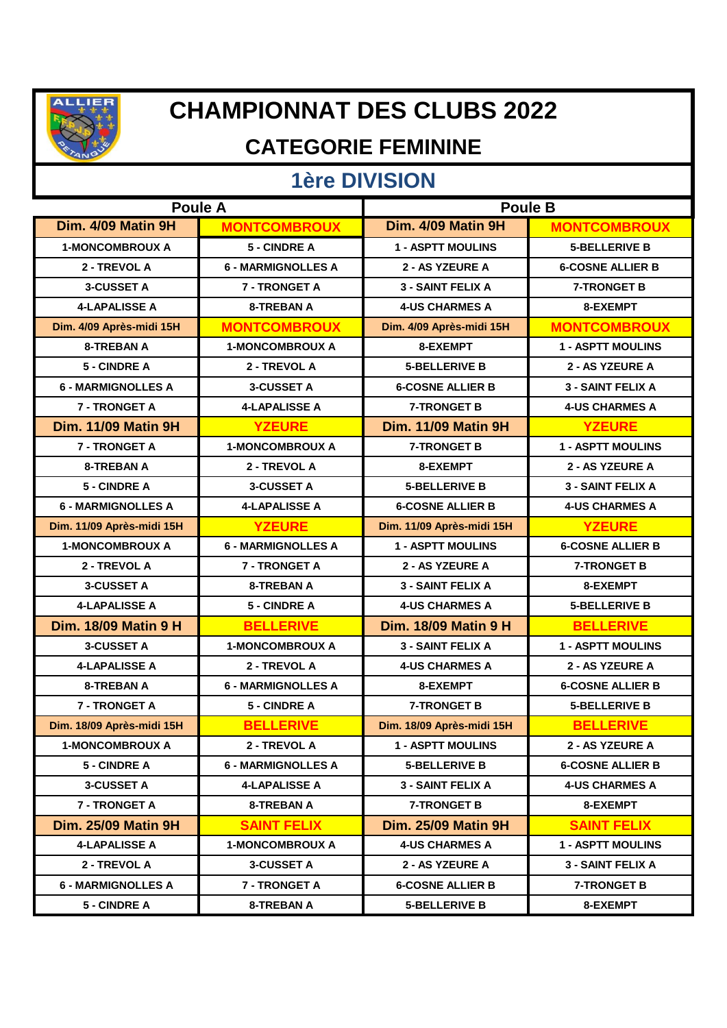# CHAMPIONNAT DES CLUBS 2022

## CATEGORIE FEMININE

## 1ère DIVISION

| Poule A | | Poule B | |
|---|---|---|---|
| **Dim. 4/09 Matin 9H** | **MONTCOMBROUX** | **Dim. 4/09 Matin 9H** | **MONTCOMBROUX** |
| 1-MONCOMBROUX A | 5 - CINDRE A | 1 - ASPTT MOULINS | 5-BELLERIVE B |
| 2 - TREVOL A | 6 - MARMIGNOLLES A | 2 - AS YZEURE A | 6-COSNE ALLIER B |
| 3-CUSSET A | 7 - TRONGET A | 3 - SAINT FELIX A | 7-TRONGET B |
| 4-LAPALISSE A | 8-TREBAN A | 4-US CHARMES A | 8-EXEMPT |
| **Dim. 4/09 Après-midi 15H** | **MONTCOMBROUX** | **Dim. 4/09 Après-midi 15H** | **MONTCOMBROUX** |
| 8-TREBAN A | 1-MONCOMBROUX A | 8-EXEMPT | 1 - ASPTT MOULINS |
| 5 - CINDRE A | 2 - TREVOL A | 5-BELLERIVE B | 2 - AS YZEURE A |
| 6 - MARMIGNOLLES A | 3-CUSSET A | 6-COSNE ALLIER B | 3 - SAINT FELIX A |
| 7 - TRONGET A | 4-LAPALISSE A | 7-TRONGET B | 4-US CHARMES A |
| **Dim. 11/09 Matin 9H** | **YZEURE** | **Dim. 11/09 Matin 9H** | **YZEURE** |
| 7 - TRONGET A | 1-MONCOMBROUX A | 7-TRONGET B | 1 - ASPTT MOULINS |
| 8-TREBAN A | 2 - TREVOL A | 8-EXEMPT | 2 - AS YZEURE A |
| 5 - CINDRE A | 3-CUSSET A | 5-BELLERIVE B | 3 - SAINT FELIX A |
| 6 - MARMIGNOLLES A | 4-LAPALISSE A | 6-COSNE ALLIER B | 4-US CHARMES A |
| **Dim. 11/09 Après-midi 15H** | **YZEURE** | **Dim. 11/09 Après-midi 15H** | **YZEURE** |
| 1-MONCOMBROUX A | 6 - MARMIGNOLLES A | 1 - ASPTT MOULINS | 6-COSNE ALLIER B |
| 2 - TREVOL A | 7 - TRONGET A | 2 - AS YZEURE A | 7-TRONGET B |
| 3-CUSSET A | 8-TREBAN A | 3 - SAINT FELIX A | 8-EXEMPT |
| 4-LAPALISSE A | 5 - CINDRE A | 4-US CHARMES A | 5-BELLERIVE B |
| **Dim. 18/09 Matin 9 H** | **BELLERIVE** | **Dim. 18/09 Matin 9 H** | **BELLERIVE** |
| 3-CUSSET A | 1-MONCOMBROUX A | 3 - SAINT FELIX A | 1 - ASPTT MOULINS |
| 4-LAPALISSE A | 2 - TREVOL A | 4-US CHARMES A | 2 - AS YZEURE A |
| 8-TREBAN A | 6 - MARMIGNOLLES A | 8-EXEMPT | 6-COSNE ALLIER B |
| 7 - TRONGET A | 5 - CINDRE A | 7-TRONGET B | 5-BELLERIVE B |
| **Dim. 18/09 Après-midi 15H** | **BELLERIVE** | **Dim. 18/09 Après-midi 15H** | **BELLERIVE** |
| 1-MONCOMBROUX A | 2 - TREVOL A | 1 - ASPTT MOULINS | 2 - AS YZEURE A |
| 5 - CINDRE A | 6 - MARMIGNOLLES A | 5-BELLERIVE B | 6-COSNE ALLIER B |
| 3-CUSSET A | 4-LAPALISSE A | 3 - SAINT FELIX A | 4-US CHARMES A |
| 7 - TRONGET A | 8-TREBAN A | 7-TRONGET B | 8-EXEMPT |
| **Dim. 25/09 Matin 9H** | **SAINT FELIX** | **Dim. 25/09 Matin 9H** | **SAINT FELIX** |
| 4-LAPALISSE A | 1-MONCOMBROUX A | 4-US CHARMES A | 1 - ASPTT MOULINS |
| 2 - TREVOL A | 3-CUSSET A | 2 - AS YZEURE A | 3 - SAINT FELIX A |
| 6 - MARMIGNOLLES A | 7 - TRONGET A | 6-COSNE ALLIER B | 7-TRONGET B |
| 5 - CINDRE A | 8-TREBAN A | 5-BELLERIVE B | 8-EXEMPT |